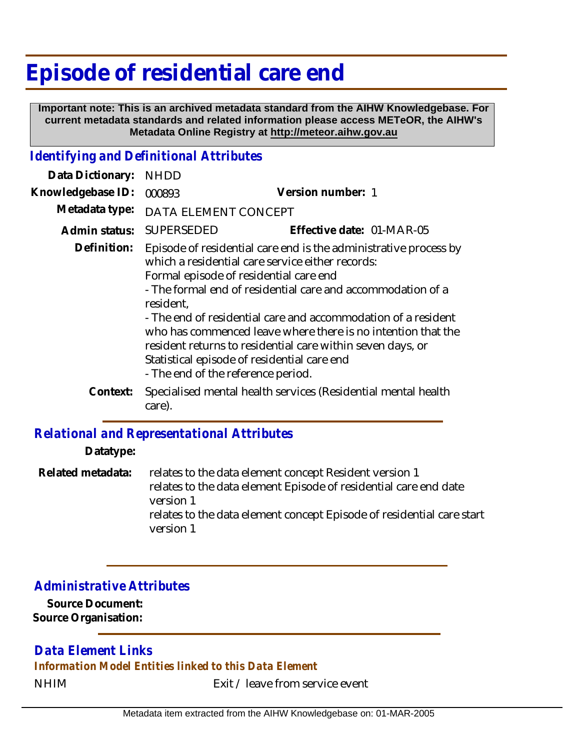# Episode of residential care end

**Important note: This is an archived metadata standard from the AIHW Knowledgebase. For current metadata standards and related information please access METeOR, the AIHW's Metadata Online Registry at http://meteor.aihw.gov.au**

## *Identifying and Definitional Attributes*

**Data Dictionary:** NHDD

**Knowledgebase ID:** 000893 **Version number:** 1

**Metadata type:** DATA ELEMENT CONCEPT

**Admin status:** SUPERSEDED **Effective date:** 01-MAR-05

**Definition:** Episode of residential care end is the administrative process by which a residential care service either records:
Formal episode of residential care end
- The formal end of residential care and accommodation of a resident,
- The end of residential care and accommodation of a resident who has commenced leave where there is no intention that the resident returns to residential care within seven days, or

Statistical episode of residential care end
- The end of the reference period.

**Context:** Specialised mental health services (Residential mental health care).

## *Relational and Representational Attributes*

**Datatype:**

**Related metadata:** relates to the data element concept Resident version 1
relates to the data element Episode of residential care end date version 1
relates to the data element concept Episode of residential care start version 1

## *Administrative Attributes*

**Source Document:**

**Source Organisation:**

## *Data Element Links*

### *Information Model Entities linked to this Data Element*

NHIM Exit / leave from service event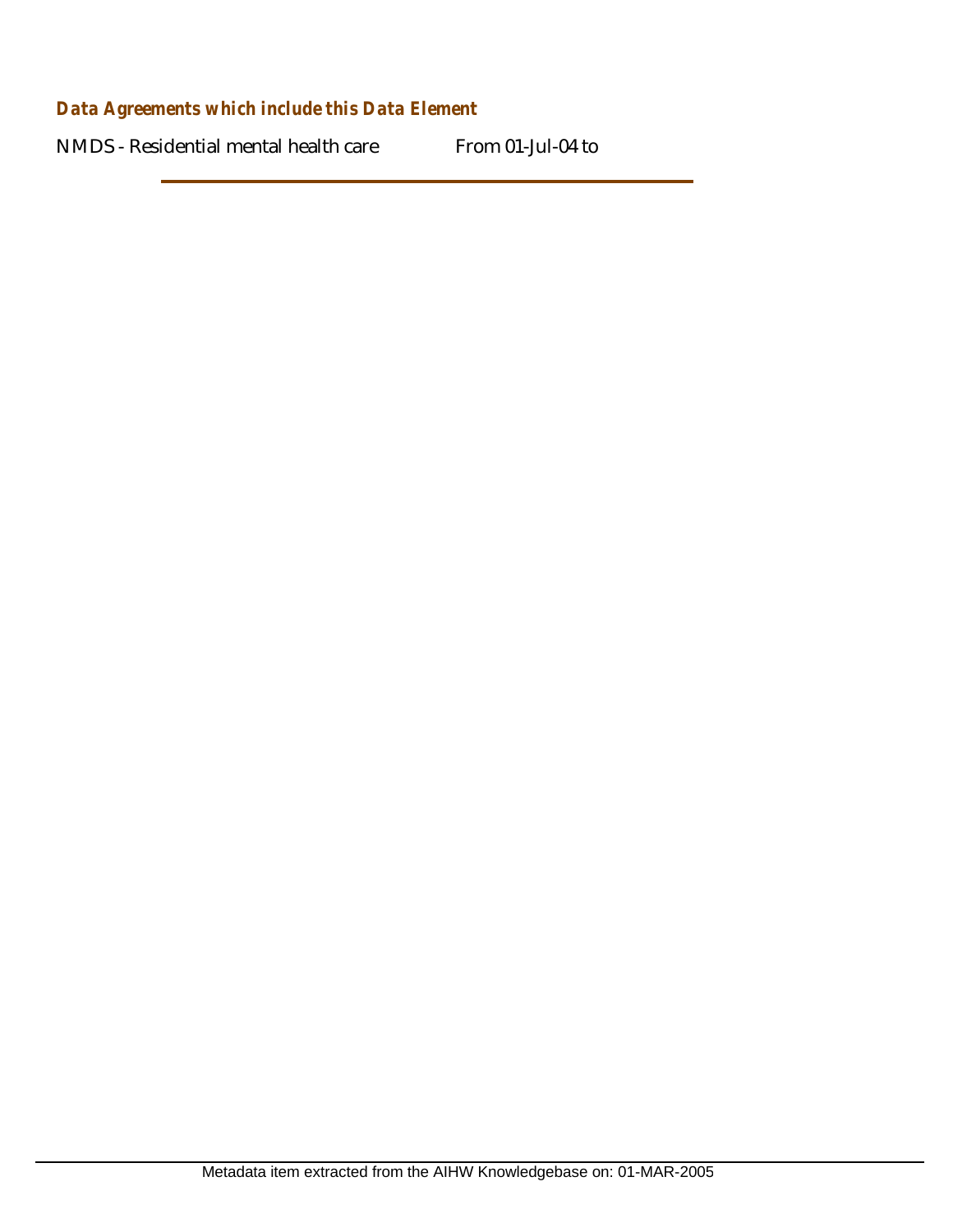### Data Agreements which include this Data Element

| | |
|---|---|
| NMDS - Residential mental health care | From 01-Jul-04 to |